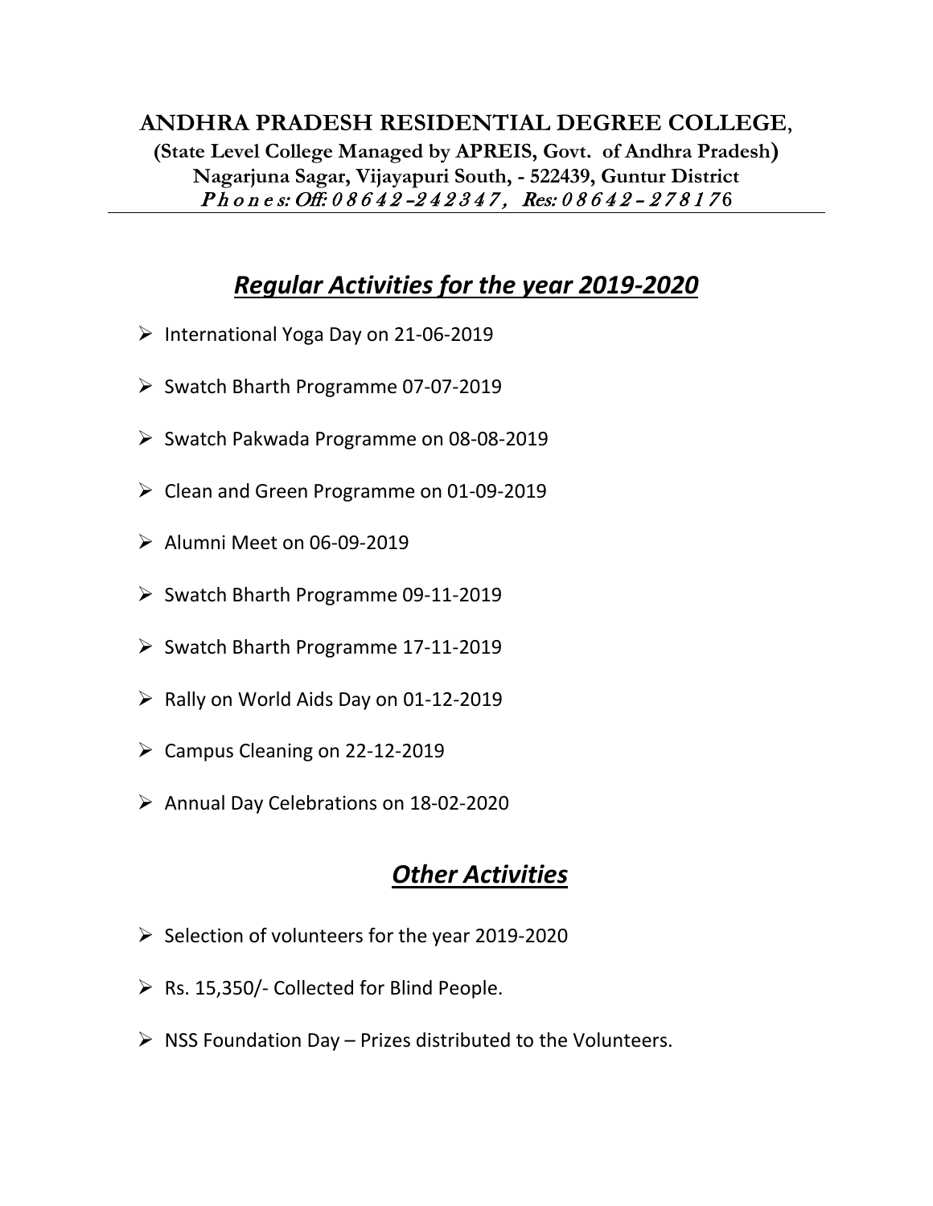**ANDHRA PRADESH RESIDENTIAL DEGREE COLLEGE**,

**(State Level College Managed by APREIS, Govt. of Andhra Pradesh)**

**Nagarjuna Sagar, Vijayapuri South, - 522439, Guntur District**

*Phones: Off: 08642-242347, Res: 08642-278176*

---

## ***Regular Activities for the year 2019-2020***

- International Yoga Day on 21-06-2019
- Swatch Bharth Programme 07-07-2019
- Swatch Pakwada Programme on 08-08-2019
- Clean and Green Programme on 01-09-2019
- Alumni Meet on 06-09-2019
- Swatch Bharth Programme 09-11-2019
- Swatch Bharth Programme 17-11-2019
- Rally on World Aids Day on 01-12-2019
- Campus Cleaning on 22-12-2019
- Annual Day Celebrations on 18-02-2020

## ***Other Activities***

- Selection of volunteers for the year 2019-2020
- Rs. 15,350/- Collected for Blind People.
- NSS Foundation Day – Prizes distributed to the Volunteers.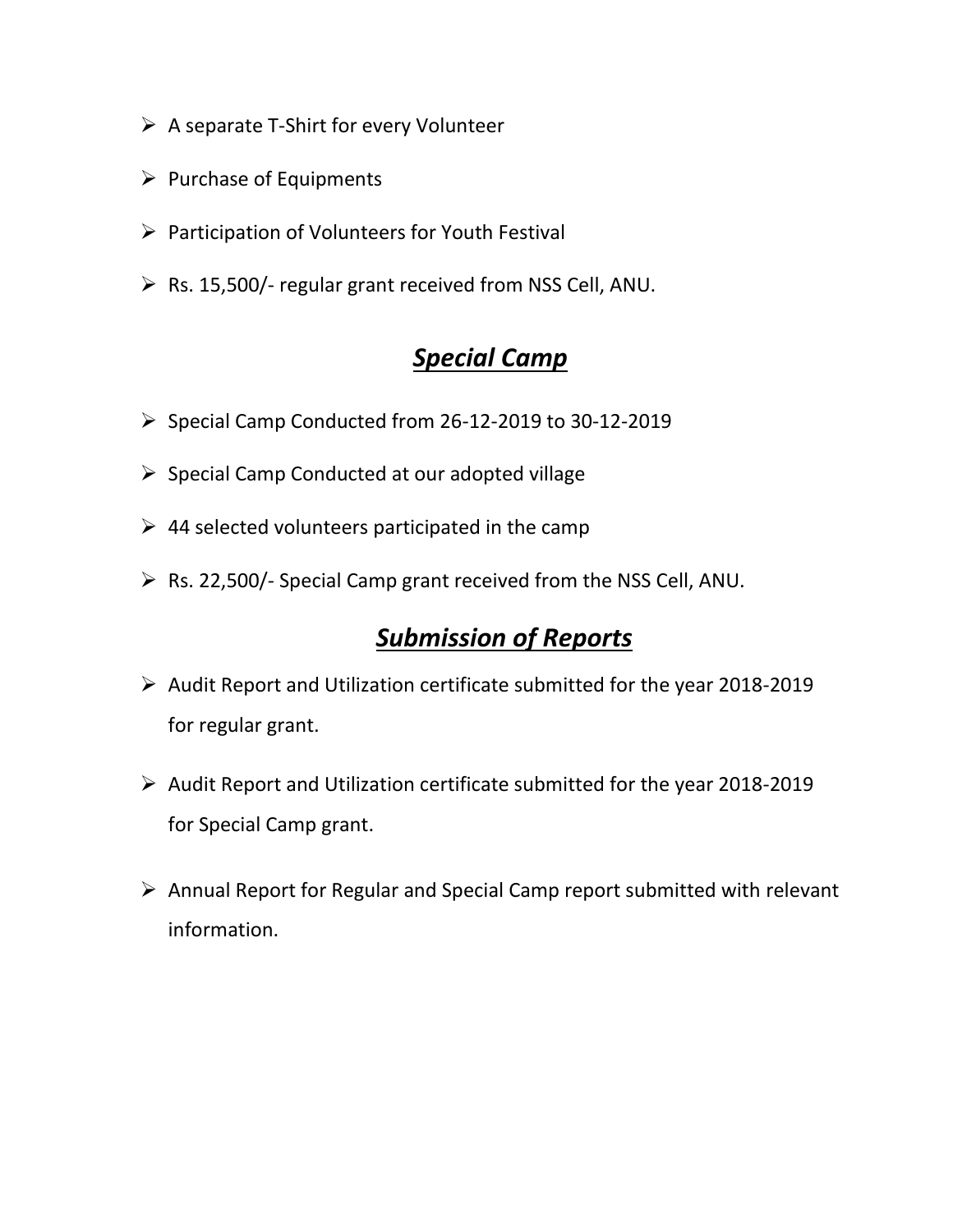- A separate T-Shirt for every Volunteer
- Purchase of Equipments
- Participation of Volunteers for Youth Festival
- Rs. 15,500/- regular grant received from NSS Cell, ANU.

## ***Special Camp***

- Special Camp Conducted from 26-12-2019 to 30-12-2019
- Special Camp Conducted at our adopted village
- 44 selected volunteers participated in the camp
- Rs. 22,500/- Special Camp grant received from the NSS Cell, ANU.

## ***Submission of Reports***

- Audit Report and Utilization certificate submitted for the year 2018-2019 for regular grant.
- Audit Report and Utilization certificate submitted for the year 2018-2019 for Special Camp grant.
- Annual Report for Regular and Special Camp report submitted with relevant information.